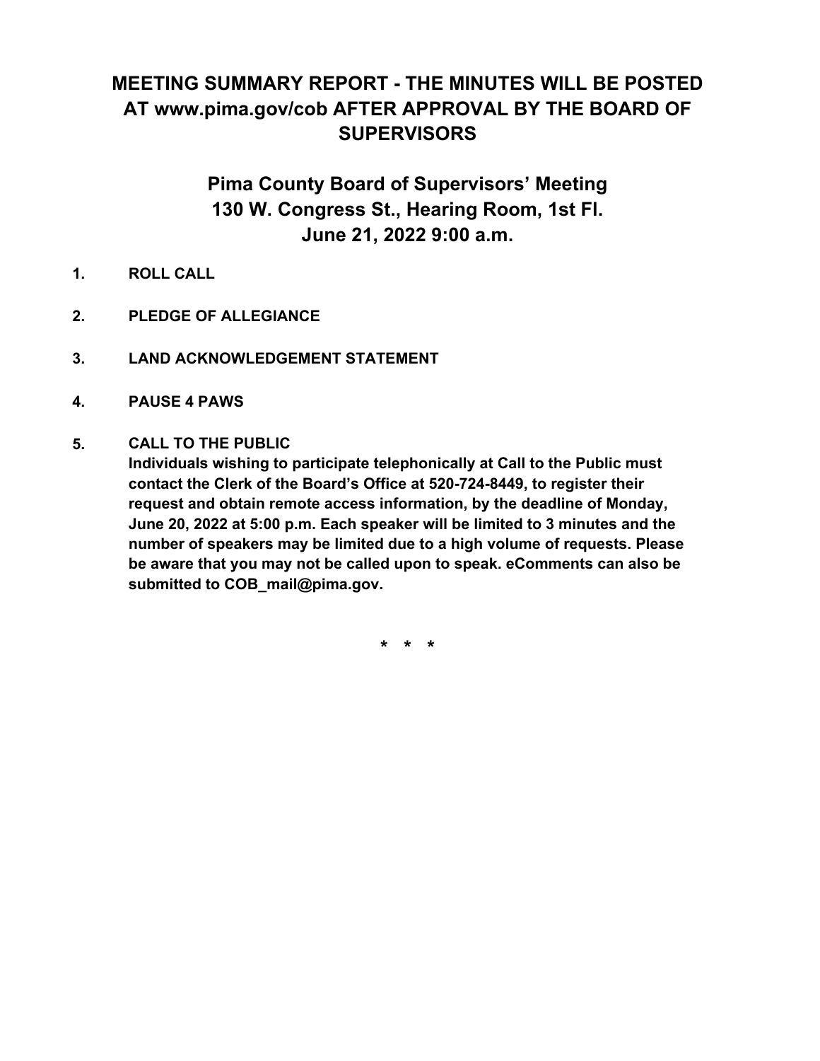# MEETING SUMMARY REPORT - THE MINUTES WILL BE POSTED AT www.pima.gov/cob AFTER APPROVAL BY THE BOARD OF SUPERVISORS

## Pima County Board of Supervisors' Meeting
## 130 W. Congress St., Hearing Room, 1st Fl.
## June 21, 2022 9:00 a.m.

1. **ROLL CALL**

2. **PLEDGE OF ALLEGIANCE**

3. **LAND ACKNOWLEDGEMENT STATEMENT**

4. **PAUSE 4 PAWS**

5. **CALL TO THE PUBLIC**
   **Individuals wishing to participate telephonically at Call to the Public must contact the Clerk of the Board's Office at 520-724-8449, to register their request and obtain remote access information, by the deadline of Monday, June 20, 2022 at 5:00 p.m. Each speaker will be limited to 3 minutes and the number of speakers may be limited due to a high volume of requests. Please be aware that you may not be called upon to speak. eComments can also be submitted to COB_mail@pima.gov.**

\* \* \*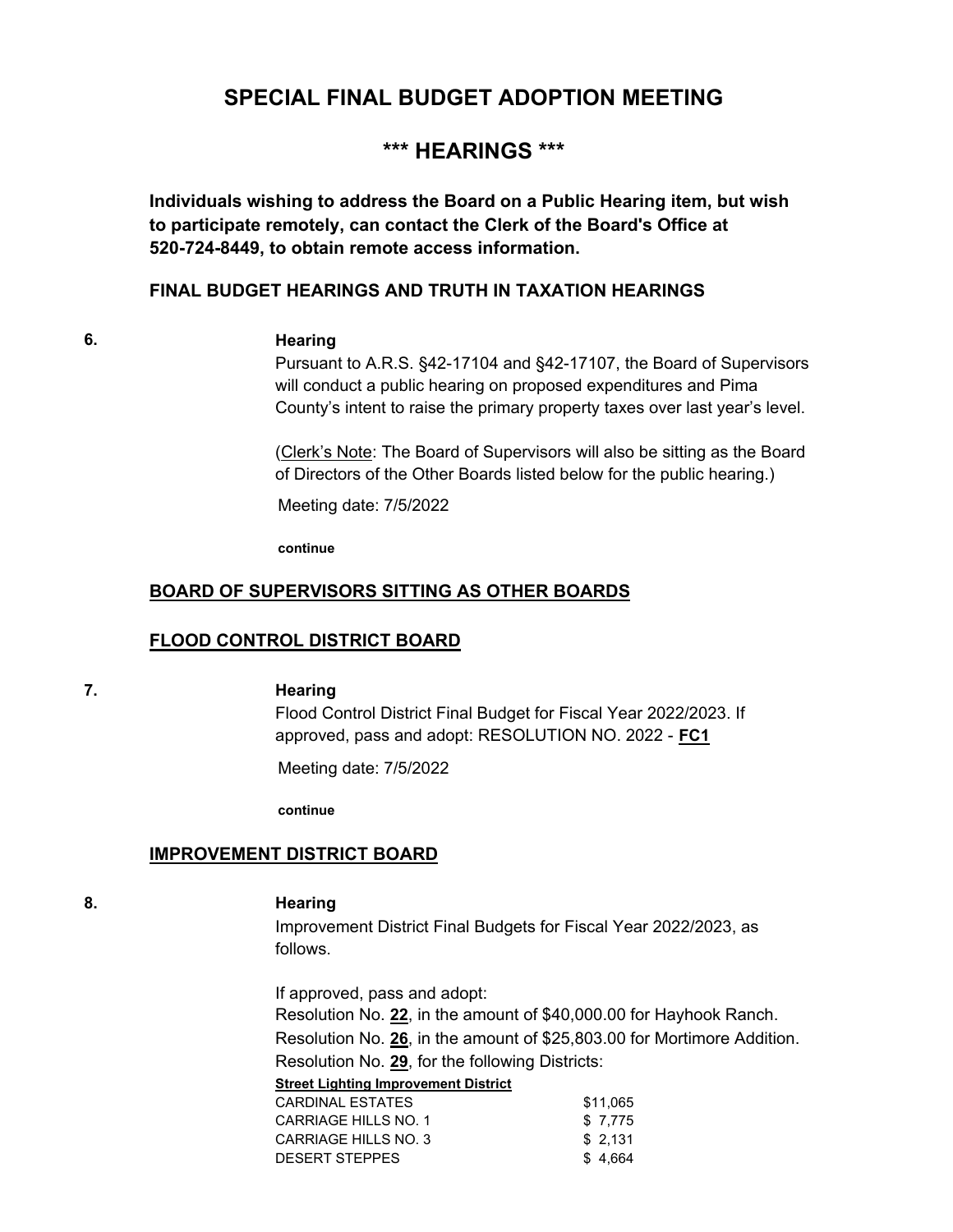# SPECIAL FINAL BUDGET ADOPTION MEETING

## *** HEARINGS ***

**Individuals wishing to address the Board on a Public Hearing item, but wish to participate remotely, can contact the Clerk of the Board's Office at 520-724-8449, to obtain remote access information.**

### FINAL BUDGET HEARINGS AND TRUTH IN TAXATION HEARINGS

**6.** **Hearing**

Pursuant to A.R.S. §42-17104 and §42-17107, the Board of Supervisors will conduct a public hearing on proposed expenditures and Pima County's intent to raise the primary property taxes over last year's level.

(Clerk's Note: The Board of Supervisors will also be sitting as the Board of Directors of the Other Boards listed below for the public hearing.)

Meeting date: 7/5/2022

**continue**

### BOARD OF SUPERVISORS SITTING AS OTHER BOARDS

### FLOOD CONTROL DISTRICT BOARD

**7.** **Hearing**

Flood Control District Final Budget for Fiscal Year 2022/2023. If approved, pass and adopt: RESOLUTION NO. 2022 - **FC1**

Meeting date: 7/5/2022

**continue**

### IMPROVEMENT DISTRICT BOARD

**8.** **Hearing**

Improvement District Final Budgets for Fiscal Year 2022/2023, as follows.

If approved, pass and adopt:
Resolution No. **22**, in the amount of $40,000.00 for Hayhook Ranch.
Resolution No. **26**, in the amount of $25,803.00 for Mortimore Addition.
Resolution No. **29**, for the following Districts:

| **Street Lighting Improvement District** | |
|---|---|
| CARDINAL ESTATES | $11,065 |
| CARRIAGE HILLS NO. 1 | $ 7,775 |
| CARRIAGE HILLS NO. 3 | $ 2,131 |
| DESERT STEPPES | $ 4,664 |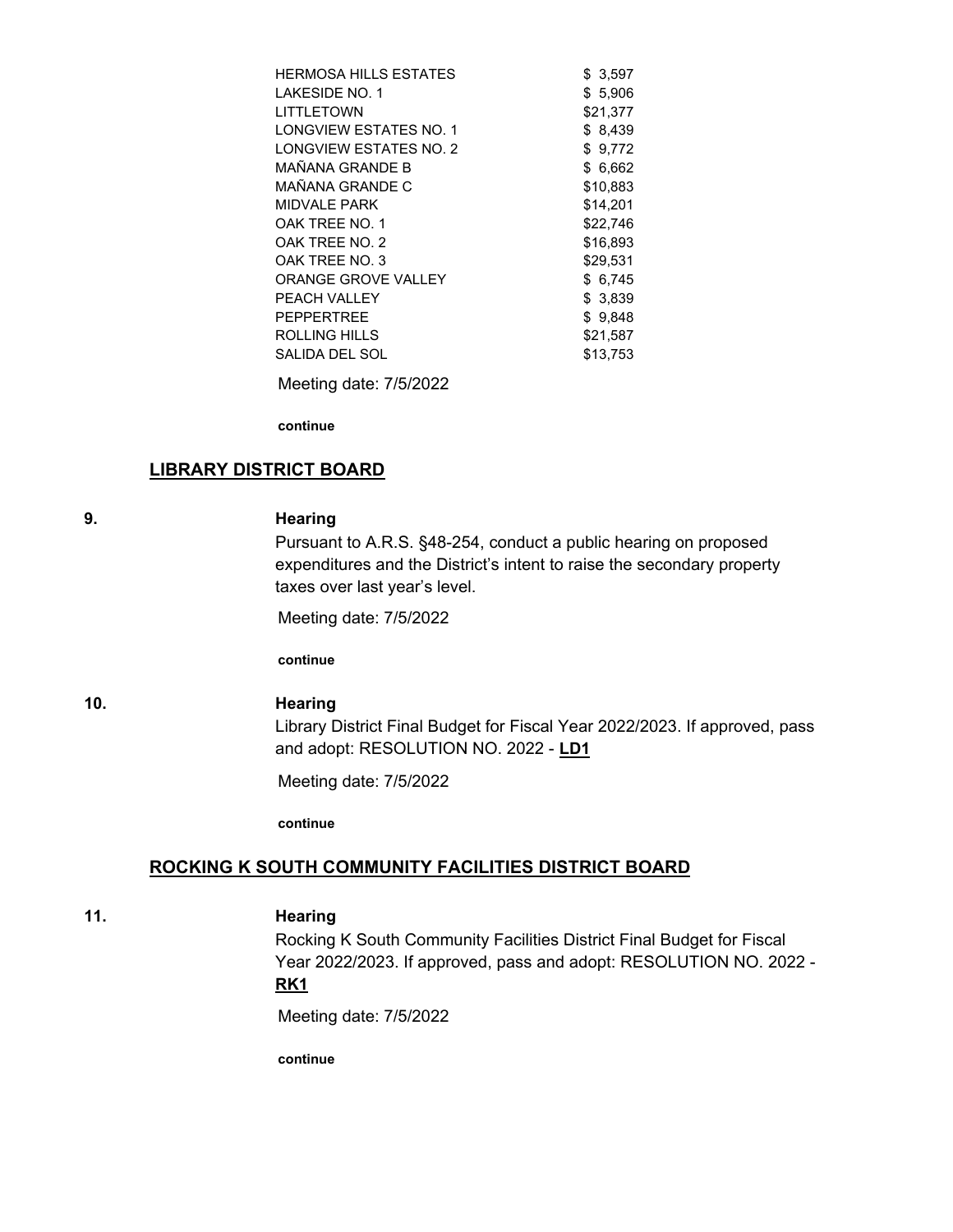| | |
|---|---|
| HERMOSA HILLS ESTATES | $ 3,597 |
| LAKESIDE NO. 1 | $ 5,906 |
| LITTLETOWN | $21,377 |
| LONGVIEW ESTATES NO. 1 | $ 8,439 |
| LONGVIEW ESTATES NO. 2 | $ 9,772 |
| MAÑANA GRANDE B | $ 6,662 |
| MAÑANA GRANDE C | $10,883 |
| MIDVALE PARK | $14,201 |
| OAK TREE NO. 1 | $22,746 |
| OAK TREE NO. 2 | $16,893 |
| OAK TREE NO. 3 | $29,531 |
| ORANGE GROVE VALLEY | $ 6,745 |
| PEACH VALLEY | $ 3,839 |
| PEPPERTREE | $ 9,848 |
| ROLLING HILLS | $21,587 |
| SALIDA DEL SOL | $13,753 |

Meeting date: 7/5/2022

**continue**

## LIBRARY DISTRICT BOARD

**9. Hearing**

Pursuant to A.R.S. §48-254, conduct a public hearing on proposed expenditures and the District's intent to raise the secondary property taxes over last year's level.

Meeting date: 7/5/2022

**continue**

**10. Hearing**

Library District Final Budget for Fiscal Year 2022/2023. If approved, pass and adopt: RESOLUTION NO. 2022 - **LD1**

Meeting date: 7/5/2022

**continue**

## ROCKING K SOUTH COMMUNITY FACILITIES DISTRICT BOARD

**11. Hearing**

Rocking K South Community Facilities District Final Budget for Fiscal Year 2022/2023. If approved, pass and adopt: RESOLUTION NO. 2022 - **RK1**

Meeting date: 7/5/2022

**continue**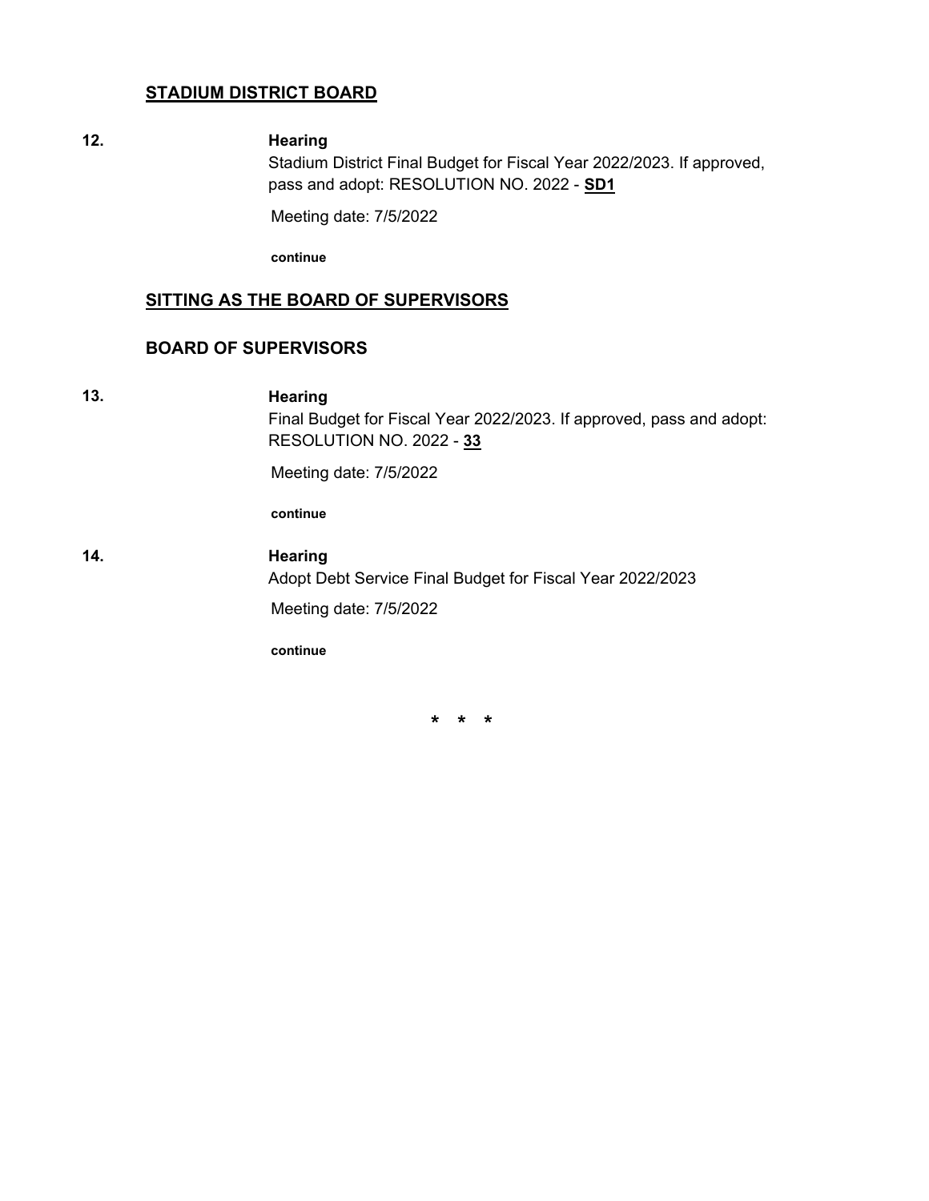## STADIUM DISTRICT BOARD

**12.** **Hearing**

Stadium District Final Budget for Fiscal Year 2022/2023. If approved, pass and adopt: RESOLUTION NO. 2022 - **SD1**

Meeting date: 7/5/2022

**continue**

## SITTING AS THE BOARD OF SUPERVISORS

## BOARD OF SUPERVISORS

**13.** **Hearing**

Final Budget for Fiscal Year 2022/2023. If approved, pass and adopt: RESOLUTION NO. 2022 - **33**

Meeting date: 7/5/2022

**continue**

**14.** **Hearing**

Adopt Debt Service Final Budget for Fiscal Year 2022/2023

Meeting date: 7/5/2022

**continue**

\* \* \*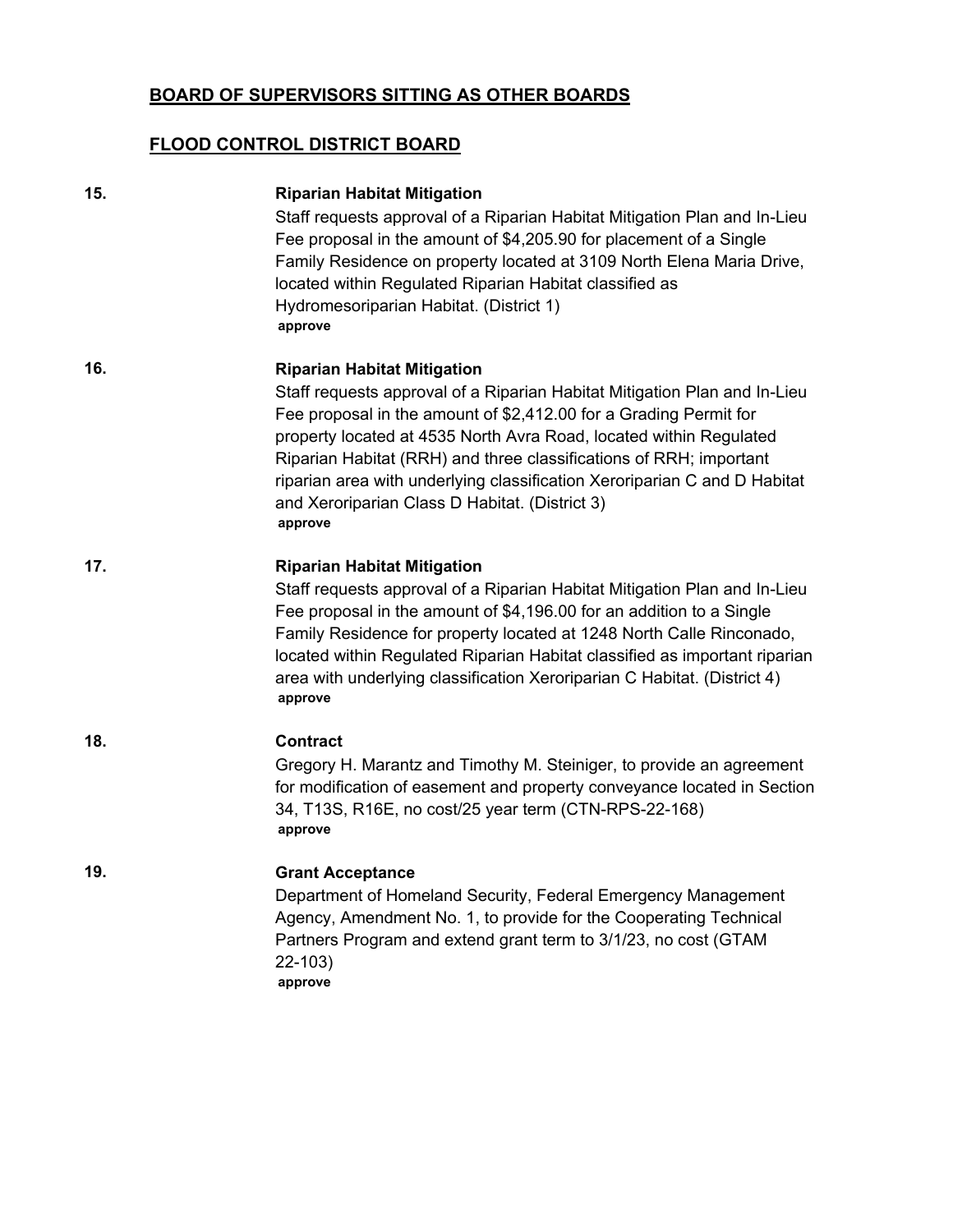**BOARD OF SUPERVISORS SITTING AS OTHER BOARDS**

**FLOOD CONTROL DISTRICT BOARD**

**15.** **Riparian Habitat Mitigation**

Staff requests approval of a Riparian Habitat Mitigation Plan and In-Lieu Fee proposal in the amount of $4,205.90 for placement of a Single Family Residence on property located at 3109 North Elena Maria Drive, located within Regulated Riparian Habitat classified as Hydromesoriparian Habitat. (District 1)

**approve**

**16.** **Riparian Habitat Mitigation**

Staff requests approval of a Riparian Habitat Mitigation Plan and In-Lieu Fee proposal in the amount of $2,412.00 for a Grading Permit for property located at 4535 North Avra Road, located within Regulated Riparian Habitat (RRH) and three classifications of RRH; important riparian area with underlying classification Xeroriparian C and D Habitat and Xeroriparian Class D Habitat. (District 3)

**approve**

**17.** **Riparian Habitat Mitigation**

Staff requests approval of a Riparian Habitat Mitigation Plan and In-Lieu Fee proposal in the amount of $4,196.00 for an addition to a Single Family Residence for property located at 1248 North Calle Rinconado, located within Regulated Riparian Habitat classified as important riparian area with underlying classification Xeroriparian C Habitat. (District 4)

**approve**

**18.** **Contract**

Gregory H. Marantz and Timothy M. Steiniger, to provide an agreement for modification of easement and property conveyance located in Section 34, T13S, R16E, no cost/25 year term (CTN-RPS-22-168)

**approve**

**19.** **Grant Acceptance**

Department of Homeland Security, Federal Emergency Management Agency, Amendment No. 1, to provide for the Cooperating Technical Partners Program and extend grant term to 3/1/23, no cost (GTAM 22-103)

**approve**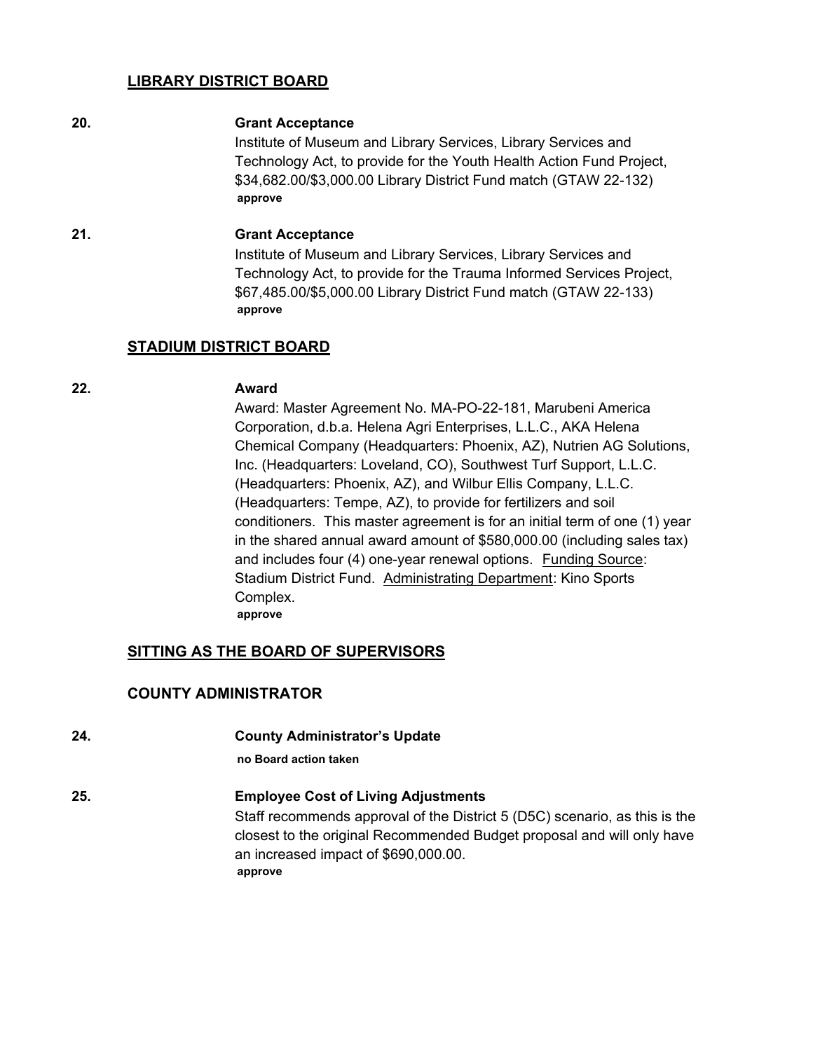## LIBRARY DISTRICT BOARD

**20.** **Grant Acceptance**

Institute of Museum and Library Services, Library Services and Technology Act, to provide for the Youth Health Action Fund Project, $34,682.00/$3,000.00 Library District Fund match (GTAW 22-132)

**approve**

**21.** **Grant Acceptance**

Institute of Museum and Library Services, Library Services and Technology Act, to provide for the Trauma Informed Services Project, $67,485.00/$5,000.00 Library District Fund match (GTAW 22-133)

**approve**

## STADIUM DISTRICT BOARD

**22.** **Award**

Award: Master Agreement No. MA-PO-22-181, Marubeni America Corporation, d.b.a. Helena Agri Enterprises, L.L.C., AKA Helena Chemical Company (Headquarters: Phoenix, AZ), Nutrien AG Solutions, Inc. (Headquarters: Loveland, CO), Southwest Turf Support, L.L.C. (Headquarters: Phoenix, AZ), and Wilbur Ellis Company, L.L.C. (Headquarters: Tempe, AZ), to provide for fertilizers and soil conditioners. This master agreement is for an initial term of one (1) year in the shared annual award amount of $580,000.00 (including sales tax) and includes four (4) one-year renewal options. Funding Source: Stadium District Fund. Administrating Department: Kino Sports Complex.

**approve**

## SITTING AS THE BOARD OF SUPERVISORS

### COUNTY ADMINISTRATOR

**24.** **County Administrator's Update**

**no Board action taken**

**25.** **Employee Cost of Living Adjustments**

Staff recommends approval of the District 5 (D5C) scenario, as this is the closest to the original Recommended Budget proposal and will only have an increased impact of $690,000.00.

**approve**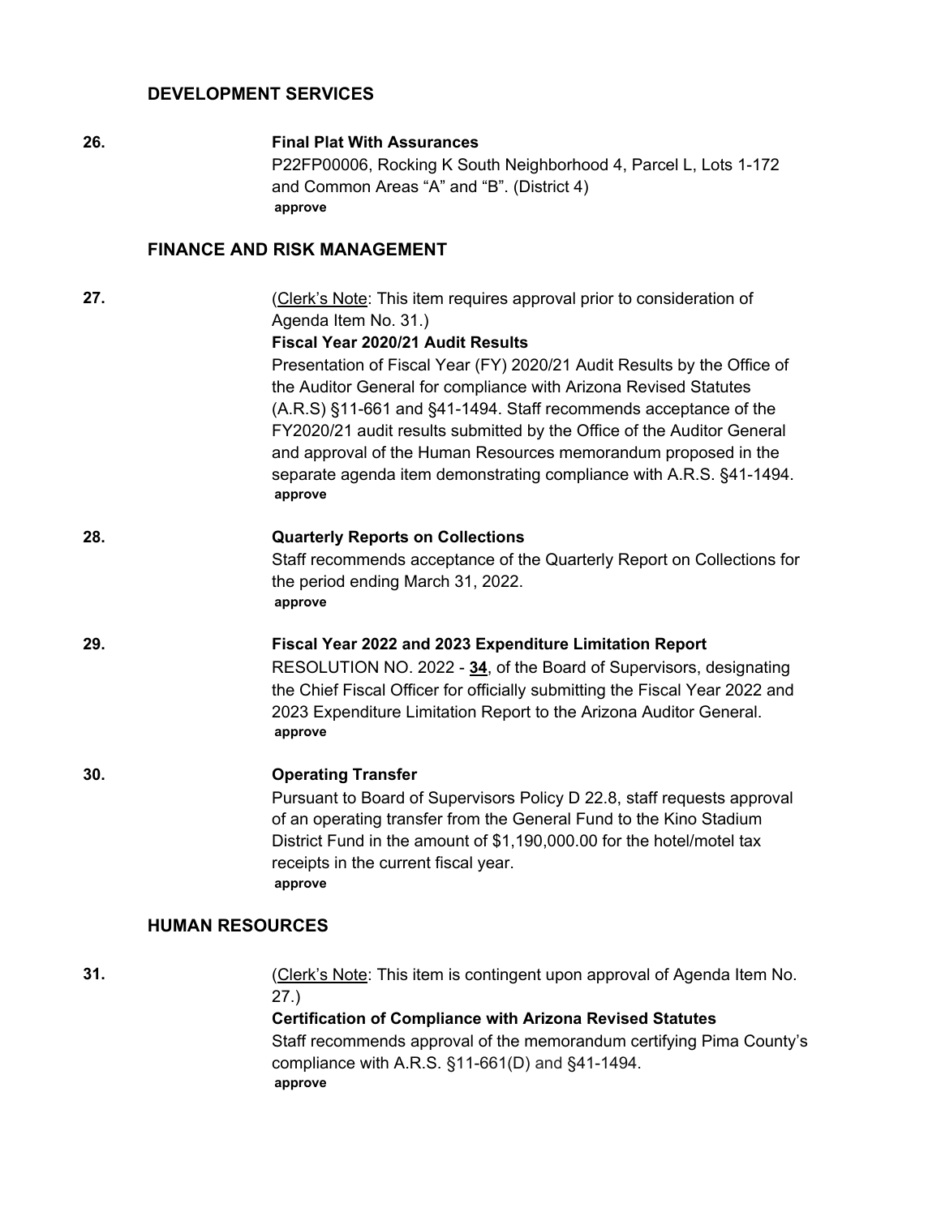## DEVELOPMENT SERVICES

**26.** **Final Plat With Assurances**

P22FP00006, Rocking K South Neighborhood 4, Parcel L, Lots 1-172 and Common Areas "A" and "B". (District 4)

**approve**

## FINANCE AND RISK MANAGEMENT

**27.** (Clerk's Note: This item requires approval prior to consideration of Agenda Item No. 31.)

**Fiscal Year 2020/21 Audit Results**

Presentation of Fiscal Year (FY) 2020/21 Audit Results by the Office of the Auditor General for compliance with Arizona Revised Statutes (A.R.S) §11-661 and §41-1494. Staff recommends acceptance of the FY2020/21 audit results submitted by the Office of the Auditor General and approval of the Human Resources memorandum proposed in the separate agenda item demonstrating compliance with A.R.S. §41-1494.

**approve**

**28.** **Quarterly Reports on Collections**

Staff recommends acceptance of the Quarterly Report on Collections for the period ending March 31, 2022.

**approve**

**29.** **Fiscal Year 2022 and 2023 Expenditure Limitation Report**

RESOLUTION NO. 2022 - **34**, of the Board of Supervisors, designating the Chief Fiscal Officer for officially submitting the Fiscal Year 2022 and 2023 Expenditure Limitation Report to the Arizona Auditor General.

**approve**

**30.** **Operating Transfer**

Pursuant to Board of Supervisors Policy D 22.8, staff requests approval of an operating transfer from the General Fund to the Kino Stadium District Fund in the amount of $1,190,000.00 for the hotel/motel tax receipts in the current fiscal year.

**approve**

## HUMAN RESOURCES

**31.** (Clerk's Note: This item is contingent upon approval of Agenda Item No. 27.)

**Certification of Compliance with Arizona Revised Statutes**

Staff recommends approval of the memorandum certifying Pima County's compliance with A.R.S. §11-661(D) and §41-1494.

**approve**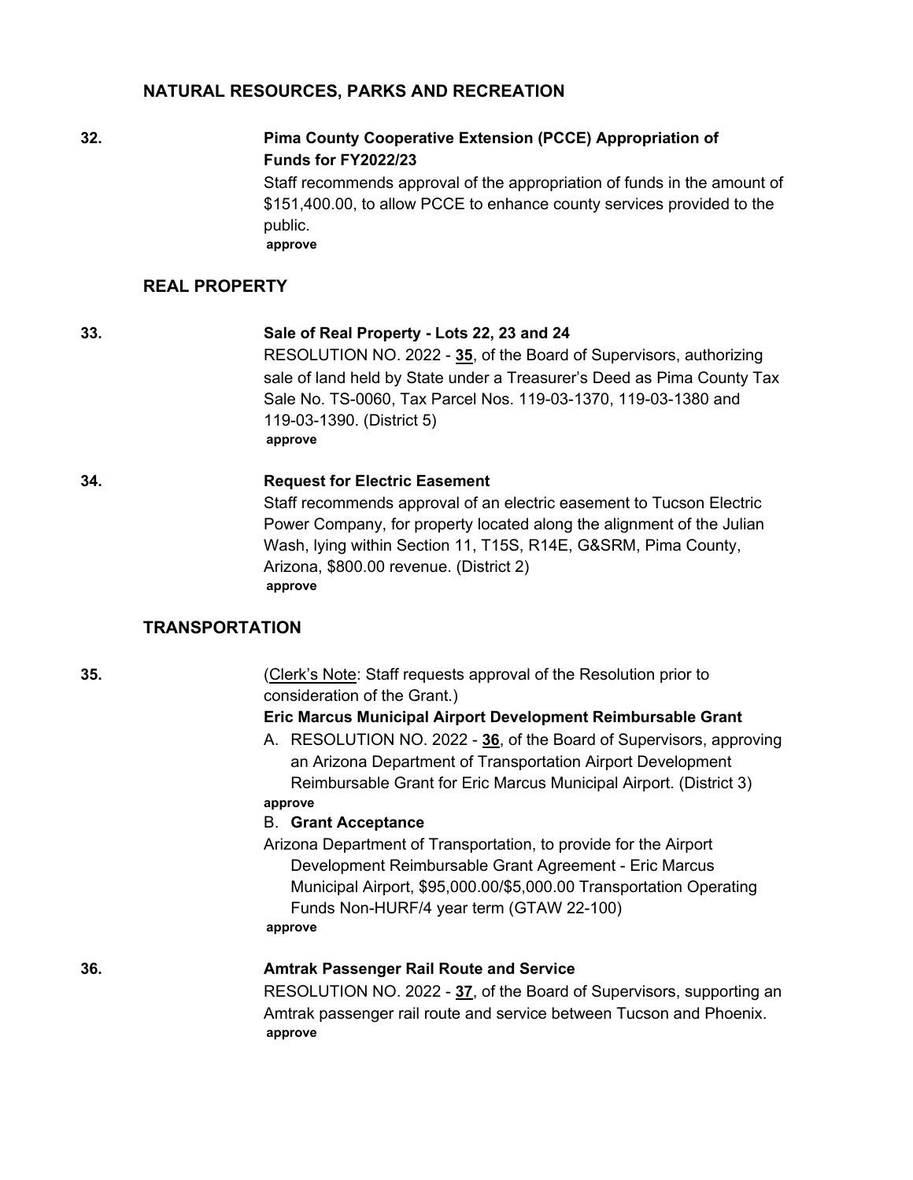## NATURAL RESOURCES, PARKS AND RECREATION

**32.** **Pima County Cooperative Extension (PCCE) Appropriation of Funds for FY2022/23**

Staff recommends approval of the appropriation of funds in the amount of $151,400.00, to allow PCCE to enhance county services provided to the public.

**approve**

## REAL PROPERTY

**33.** **Sale of Real Property - Lots 22, 23 and 24**

RESOLUTION NO. 2022 - **35**, of the Board of Supervisors, authorizing sale of land held by State under a Treasurer's Deed as Pima County Tax Sale No. TS-0060, Tax Parcel Nos. 119-03-1370, 119-03-1380 and 119-03-1390. (District 5)

**approve**

**34.** **Request for Electric Easement**

Staff recommends approval of an electric easement to Tucson Electric Power Company, for property located along the alignment of the Julian Wash, lying within Section 11, T15S, R14E, G&SRM, Pima County, Arizona, $800.00 revenue. (District 2)

**approve**

## TRANSPORTATION

**35.** (Clerk's Note: Staff requests approval of the Resolution prior to consideration of the Grant.)

**Eric Marcus Municipal Airport Development Reimbursable Grant**

A. RESOLUTION NO. 2022 - **36**, of the Board of Supervisors, approving an Arizona Department of Transportation Airport Development Reimbursable Grant for Eric Marcus Municipal Airport. (District 3)

**approve**

B. **Grant Acceptance**

Arizona Department of Transportation, to provide for the Airport Development Reimbursable Grant Agreement - Eric Marcus Municipal Airport, $95,000.00/$5,000.00 Transportation Operating Funds Non-HURF/4 year term (GTAW 22-100)

**approve**

**36.** **Amtrak Passenger Rail Route and Service**

RESOLUTION NO. 2022 - **37**, of the Board of Supervisors, supporting an Amtrak passenger rail route and service between Tucson and Phoenix.

**approve**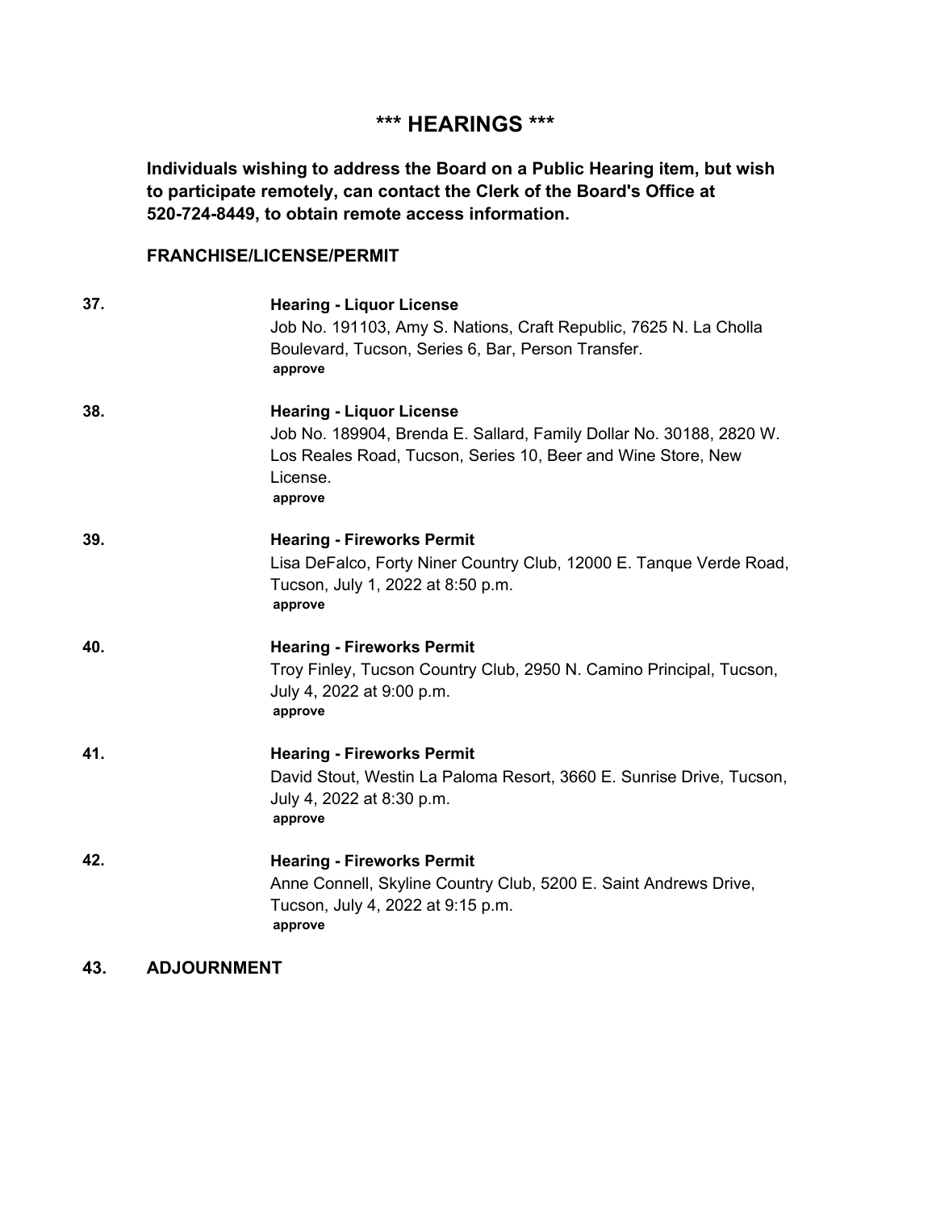## \*\*\* HEARINGS \*\*\*

**Individuals wishing to address the Board on a Public Hearing item, but wish to participate remotely, can contact the Clerk of the Board's Office at 520-724-8449, to obtain remote access information.**

### FRANCHISE/LICENSE/PERMIT

**37. Hearing - Liquor License**

Job No. 191103, Amy S. Nations, Craft Republic, 7625 N. La Cholla Boulevard, Tucson, Series 6, Bar, Person Transfer.

**approve**

**38. Hearing - Liquor License**

Job No. 189904, Brenda E. Sallard, Family Dollar No. 30188, 2820 W. Los Reales Road, Tucson, Series 10, Beer and Wine Store, New License.

**approve**

**39. Hearing - Fireworks Permit**

Lisa DeFalco, Forty Niner Country Club, 12000 E. Tanque Verde Road, Tucson, July 1, 2022 at 8:50 p.m.

**approve**

**40. Hearing - Fireworks Permit**

Troy Finley, Tucson Country Club, 2950 N. Camino Principal, Tucson, July 4, 2022 at 9:00 p.m.

**approve**

**41. Hearing - Fireworks Permit**

David Stout, Westin La Paloma Resort, 3660 E. Sunrise Drive, Tucson, July 4, 2022 at 8:30 p.m.

**approve**

**42. Hearing - Fireworks Permit**

Anne Connell, Skyline Country Club, 5200 E. Saint Andrews Drive, Tucson, July 4, 2022 at 9:15 p.m.

**approve**

**43. ADJOURNMENT**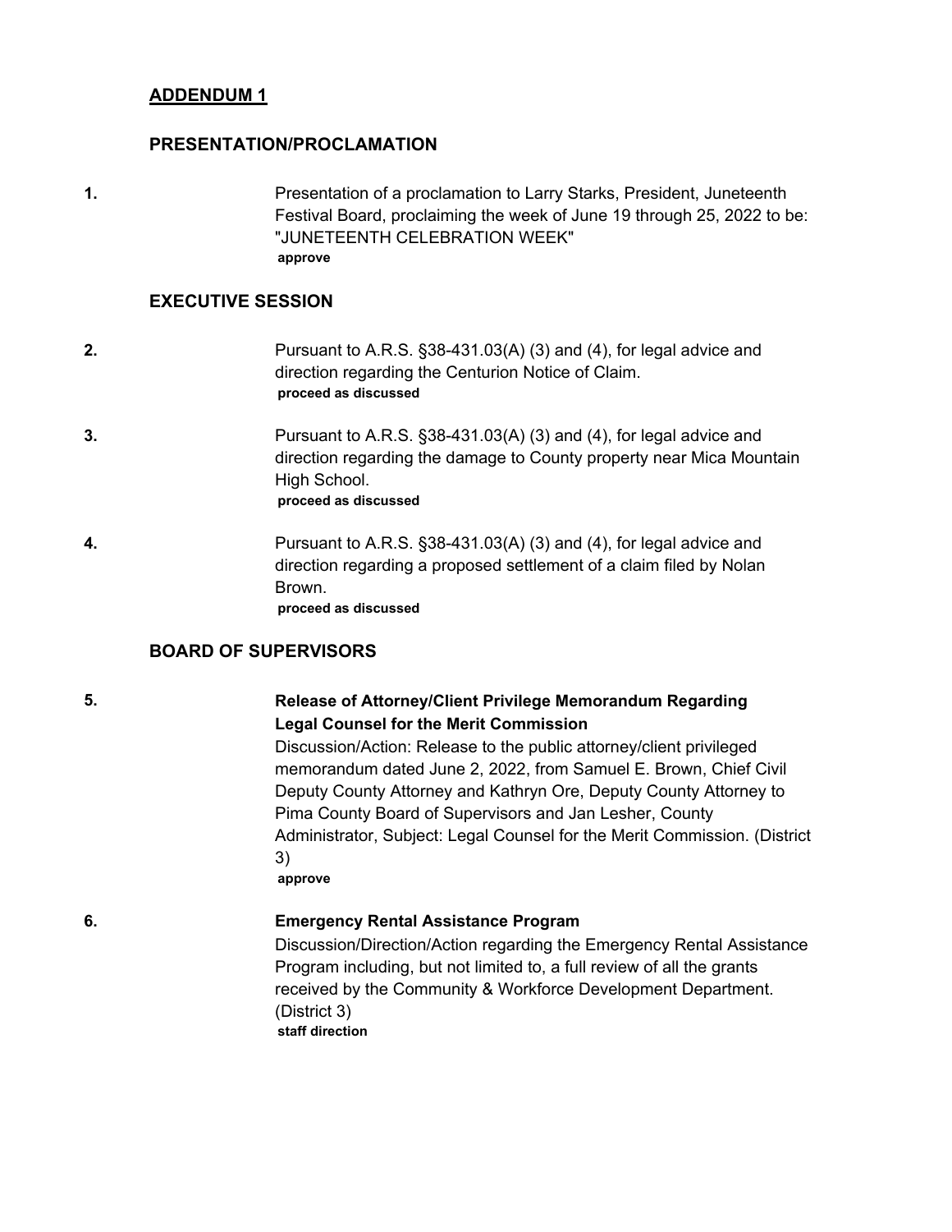## ADDENDUM 1

### PRESENTATION/PROCLAMATION

**1.** Presentation of a proclamation to Larry Starks, President, Juneteenth Festival Board, proclaiming the week of June 19 through 25, 2022 to be: "JUNETEENTH CELEBRATION WEEK"
**approve**

### EXECUTIVE SESSION

**2.** Pursuant to A.R.S. §38-431.03(A) (3) and (4), for legal advice and direction regarding the Centurion Notice of Claim.
**proceed as discussed**

**3.** Pursuant to A.R.S. §38-431.03(A) (3) and (4), for legal advice and direction regarding the damage to County property near Mica Mountain High School.
**proceed as discussed**

**4.** Pursuant to A.R.S. §38-431.03(A) (3) and (4), for legal advice and direction regarding a proposed settlement of a claim filed by Nolan Brown.
**proceed as discussed**

### BOARD OF SUPERVISORS

**5.** **Release of Attorney/Client Privilege Memorandum Regarding Legal Counsel for the Merit Commission**
Discussion/Action: Release to the public attorney/client privileged memorandum dated June 2, 2022, from Samuel E. Brown, Chief Civil Deputy County Attorney and Kathryn Ore, Deputy County Attorney to Pima County Board of Supervisors and Jan Lesher, County Administrator, Subject: Legal Counsel for the Merit Commission. (District 3)
**approve**

**6.** **Emergency Rental Assistance Program**
Discussion/Direction/Action regarding the Emergency Rental Assistance Program including, but not limited to, a full review of all the grants received by the Community & Workforce Development Department. (District 3)
**staff direction**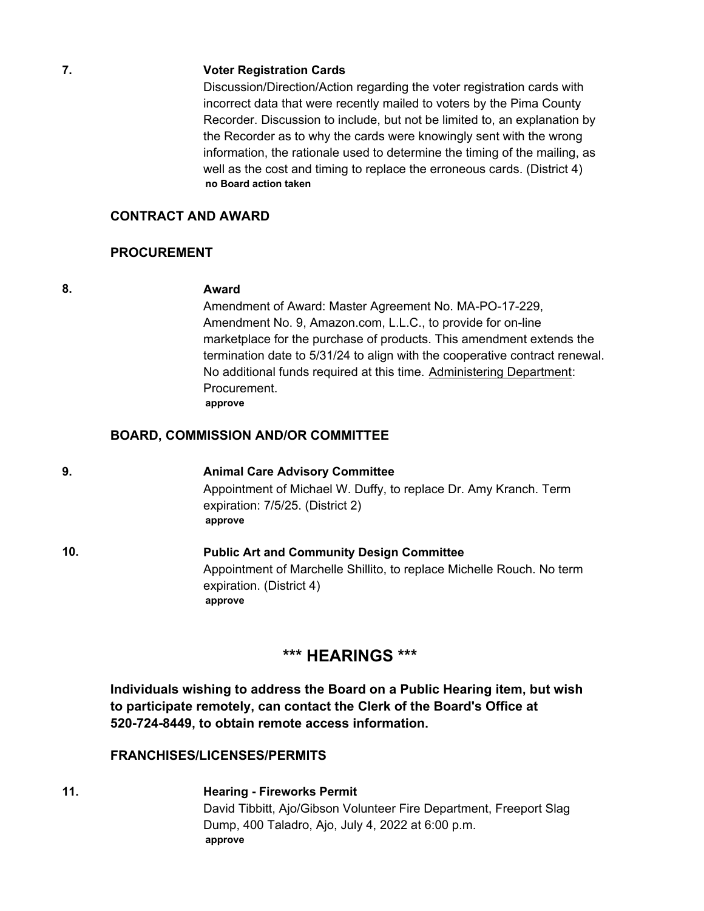7. **Voter Registration Cards**

Discussion/Direction/Action regarding the voter registration cards with incorrect data that were recently mailed to voters by the Pima County Recorder. Discussion to include, but not be limited to, an explanation by the Recorder as to why the cards were knowingly sent with the wrong information, the rationale used to determine the timing of the mailing, as well as the cost and timing to replace the erroneous cards. (District 4)

**no Board action taken**

## CONTRACT AND AWARD

## PROCUREMENT

8. **Award**

Amendment of Award: Master Agreement No. MA-PO-17-229, Amendment No. 9, Amazon.com, L.L.C., to provide for on-line marketplace for the purchase of products. This amendment extends the termination date to 5/31/24 to align with the cooperative contract renewal. No additional funds required at this time. Administering Department: Procurement.

**approve**

## BOARD, COMMISSION AND/OR COMMITTEE

9. **Animal Care Advisory Committee**

Appointment of Michael W. Duffy, to replace Dr. Amy Kranch. Term expiration: 7/5/25. (District 2)

**approve**

10. **Public Art and Community Design Committee**

Appointment of Marchelle Shillito, to replace Michelle Rouch. No term expiration. (District 4)

**approve**

# *** HEARINGS ***

**Individuals wishing to address the Board on a Public Hearing item, but wish to participate remotely, can contact the Clerk of the Board's Office at 520-724-8449, to obtain remote access information.**

## FRANCHISES/LICENSES/PERMITS

11. **Hearing - Fireworks Permit**

David Tibbitt, Ajo/Gibson Volunteer Fire Department, Freeport Slag Dump, 400 Taladro, Ajo, July 4, 2022 at 6:00 p.m.

**approve**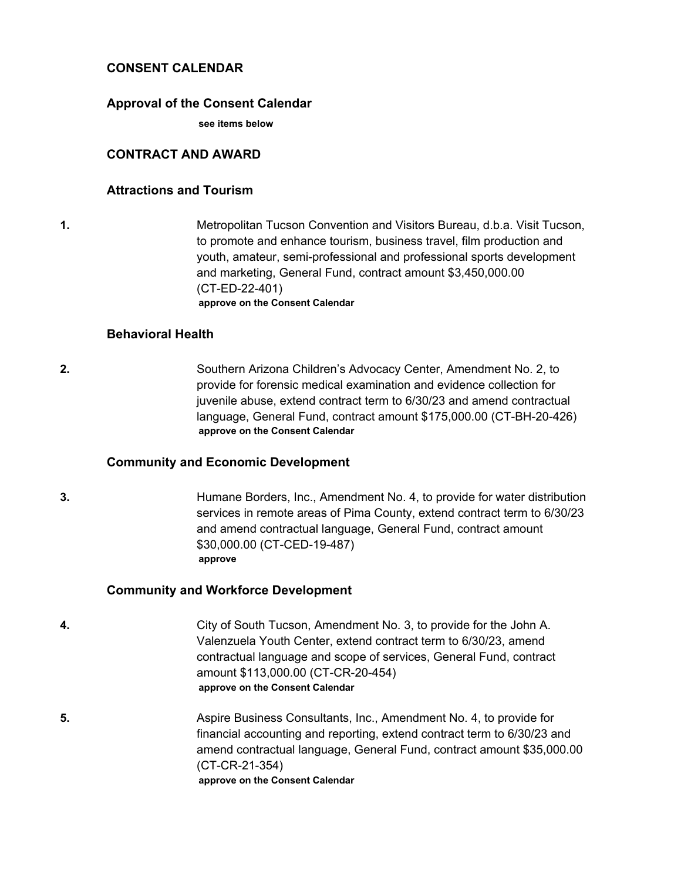## CONSENT CALENDAR

### Approval of the Consent Calendar

**see items below**

## CONTRACT AND AWARD

### Attractions and Tourism

**1.** Metropolitan Tucson Convention and Visitors Bureau, d.b.a. Visit Tucson, to promote and enhance tourism, business travel, film production and youth, amateur, semi-professional and professional sports development and marketing, General Fund, contract amount $3,450,000.00 (CT-ED-22-401)

**approve on the Consent Calendar**

### Behavioral Health

**2.** Southern Arizona Children's Advocacy Center, Amendment No. 2, to provide for forensic medical examination and evidence collection for juvenile abuse, extend contract term to 6/30/23 and amend contractual language, General Fund, contract amount $175,000.00 (CT-BH-20-426)

**approve on the Consent Calendar**

### Community and Economic Development

**3.** Humane Borders, Inc., Amendment No. 4, to provide for water distribution services in remote areas of Pima County, extend contract term to 6/30/23 and amend contractual language, General Fund, contract amount $30,000.00 (CT-CED-19-487)

**approve**

### Community and Workforce Development

**4.** City of South Tucson, Amendment No. 3, to provide for the John A. Valenzuela Youth Center, extend contract term to 6/30/23, amend contractual language and scope of services, General Fund, contract amount $113,000.00 (CT-CR-20-454)

**approve on the Consent Calendar**

**5.** Aspire Business Consultants, Inc., Amendment No. 4, to provide for financial accounting and reporting, extend contract term to 6/30/23 and amend contractual language, General Fund, contract amount $35,000.00 (CT-CR-21-354)

**approve on the Consent Calendar**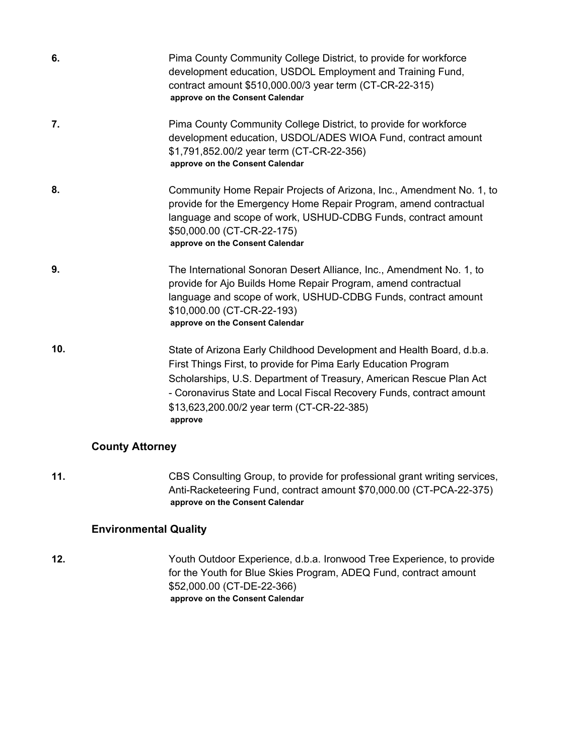6. Pima County Community College District, to provide for workforce development education, USDOL Employment and Training Fund, contract amount $510,000.00/3 year term (CT-CR-22-315)
   **approve on the Consent Calendar**

7. Pima County Community College District, to provide for workforce development education, USDOL/ADES WIOA Fund, contract amount $1,791,852.00/2 year term (CT-CR-22-356)
   **approve on the Consent Calendar**

8. Community Home Repair Projects of Arizona, Inc., Amendment No. 1, to provide for the Emergency Home Repair Program, amend contractual language and scope of work, USHUD-CDBG Funds, contract amount $50,000.00 (CT-CR-22-175)
   **approve on the Consent Calendar**

9. The International Sonoran Desert Alliance, Inc., Amendment No. 1, to provide for Ajo Builds Home Repair Program, amend contractual language and scope of work, USHUD-CDBG Funds, contract amount $10,000.00 (CT-CR-22-193)
   **approve on the Consent Calendar**

10. State of Arizona Early Childhood Development and Health Board, d.b.a. First Things First, to provide for Pima Early Education Program Scholarships, U.S. Department of Treasury, American Rescue Plan Act - Coronavirus State and Local Fiscal Recovery Funds, contract amount $13,623,200.00/2 year term (CT-CR-22-385)
    **approve**

### County Attorney

11. CBS Consulting Group, to provide for professional grant writing services, Anti-Racketeering Fund, contract amount $70,000.00 (CT-PCA-22-375)
    **approve on the Consent Calendar**

### Environmental Quality

12. Youth Outdoor Experience, d.b.a. Ironwood Tree Experience, to provide for the Youth for Blue Skies Program, ADEQ Fund, contract amount $52,000.00 (CT-DE-22-366)
    **approve on the Consent Calendar**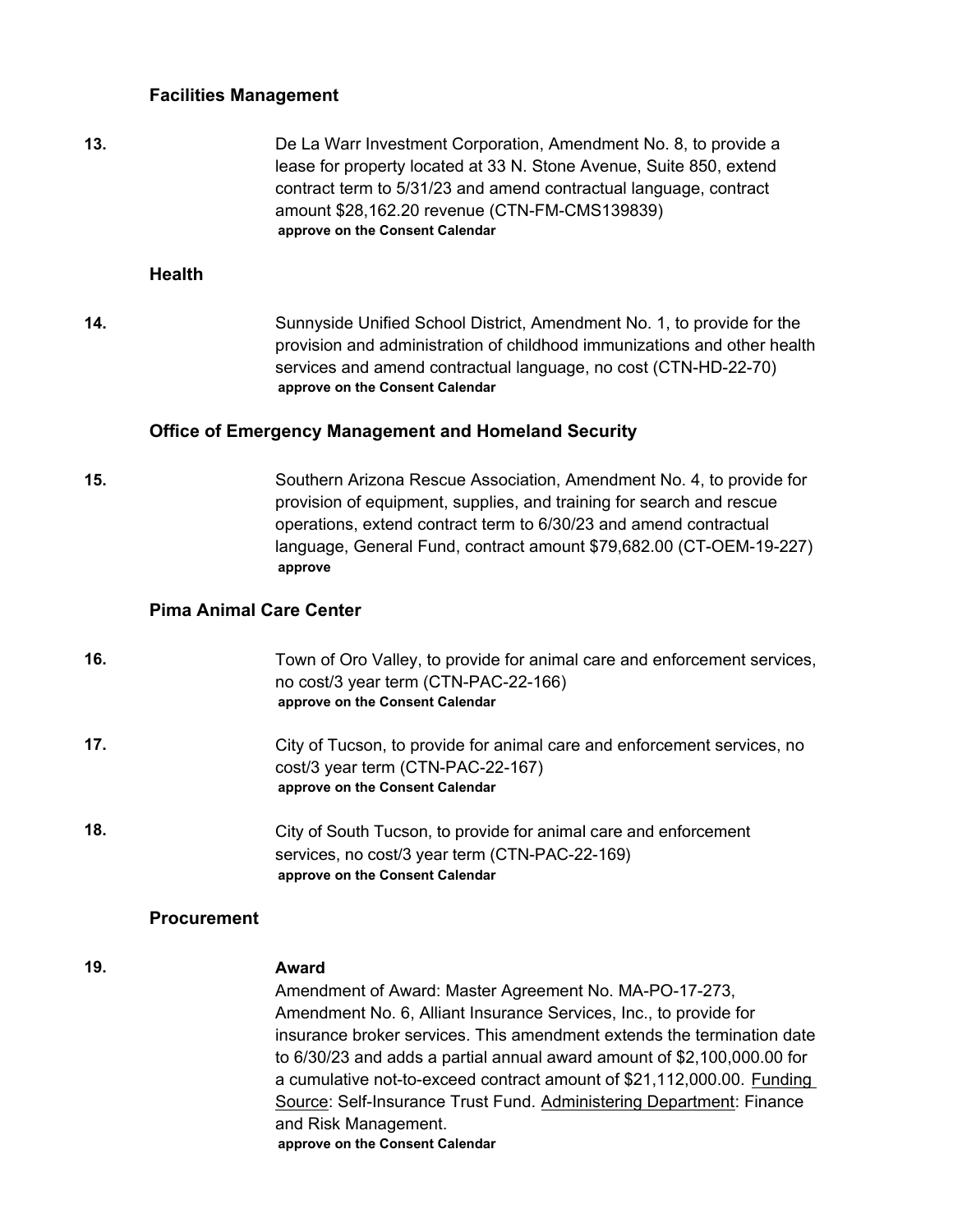### Facilities Management

**13.** De La Warr Investment Corporation, Amendment No. 8, to provide a lease for property located at 33 N. Stone Avenue, Suite 850, extend contract term to 5/31/23 and amend contractual language, contract amount $28,162.20 revenue (CTN-FM-CMS139839)
**approve on the Consent Calendar**

### Health

**14.** Sunnyside Unified School District, Amendment No. 1, to provide for the provision and administration of childhood immunizations and other health services and amend contractual language, no cost (CTN-HD-22-70)
**approve on the Consent Calendar**

### Office of Emergency Management and Homeland Security

**15.** Southern Arizona Rescue Association, Amendment No. 4, to provide for provision of equipment, supplies, and training for search and rescue operations, extend contract term to 6/30/23 and amend contractual language, General Fund, contract amount $79,682.00 (CT-OEM-19-227)
**approve**

### Pima Animal Care Center

**16.** Town of Oro Valley, to provide for animal care and enforcement services, no cost/3 year term (CTN-PAC-22-166)
**approve on the Consent Calendar**

**17.** City of Tucson, to provide for animal care and enforcement services, no cost/3 year term (CTN-PAC-22-167)
**approve on the Consent Calendar**

**18.** City of South Tucson, to provide for animal care and enforcement services, no cost/3 year term (CTN-PAC-22-169)
**approve on the Consent Calendar**

### Procurement

**19.** **Award**

Amendment of Award: Master Agreement No. MA-PO-17-273, Amendment No. 6, Alliant Insurance Services, Inc., to provide for insurance broker services. This amendment extends the termination date to 6/30/23 and adds a partial annual award amount of $2,100,000.00 for a cumulative not-to-exceed contract amount of $21,112,000.00. Funding Source: Self-Insurance Trust Fund. Administering Department: Finance and Risk Management.
**approve on the Consent Calendar**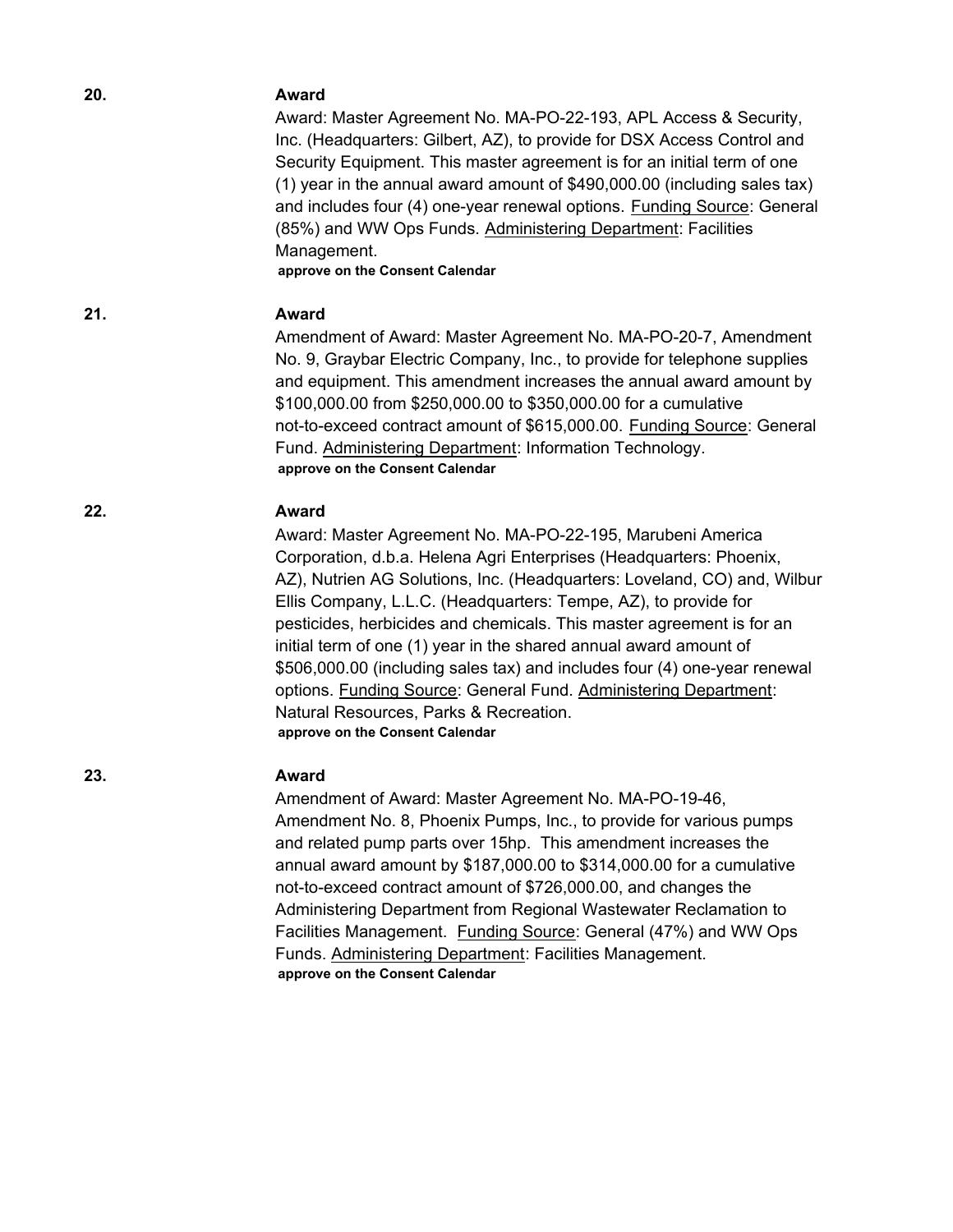**20.** **Award**

Award: Master Agreement No. MA-PO-22-193, APL Access & Security, Inc. (Headquarters: Gilbert, AZ), to provide for DSX Access Control and Security Equipment. This master agreement is for an initial term of one (1) year in the annual award amount of $490,000.00 (including sales tax) and includes four (4) one-year renewal options. Funding Source: General (85%) and WW Ops Funds. Administering Department: Facilities Management.

**approve on the Consent Calendar**

**21.** **Award**

Amendment of Award: Master Agreement No. MA-PO-20-7, Amendment No. 9, Graybar Electric Company, Inc., to provide for telephone supplies and equipment. This amendment increases the annual award amount by $100,000.00 from $250,000.00 to $350,000.00 for a cumulative not-to-exceed contract amount of $615,000.00. Funding Source: General Fund. Administering Department: Information Technology.

**approve on the Consent Calendar**

**22.** **Award**

Award: Master Agreement No. MA-PO-22-195, Marubeni America Corporation, d.b.a. Helena Agri Enterprises (Headquarters: Phoenix, AZ), Nutrien AG Solutions, Inc. (Headquarters: Loveland, CO) and, Wilbur Ellis Company, L.L.C. (Headquarters: Tempe, AZ), to provide for pesticides, herbicides and chemicals. This master agreement is for an initial term of one (1) year in the shared annual award amount of $506,000.00 (including sales tax) and includes four (4) one-year renewal options. Funding Source: General Fund. Administering Department: Natural Resources, Parks & Recreation.

**approve on the Consent Calendar**

**23.** **Award**

Amendment of Award: Master Agreement No. MA-PO-19-46, Amendment No. 8, Phoenix Pumps, Inc., to provide for various pumps and related pump parts over 15hp. This amendment increases the annual award amount by $187,000.00 to $314,000.00 for a cumulative not-to-exceed contract amount of $726,000.00, and changes the Administering Department from Regional Wastewater Reclamation to Facilities Management. Funding Source: General (47%) and WW Ops Funds. Administering Department: Facilities Management.

**approve on the Consent Calendar**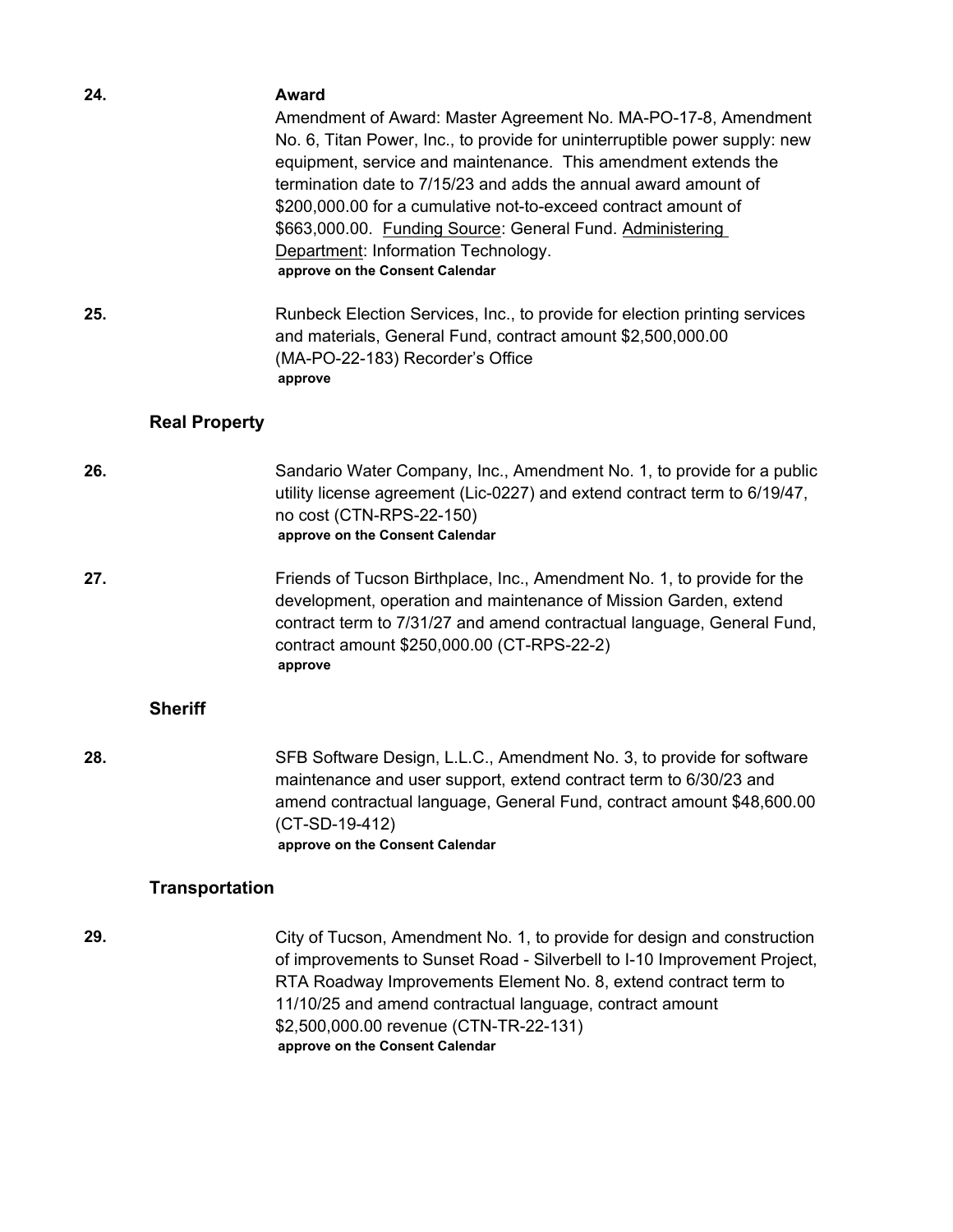24. **Award**

Amendment of Award: Master Agreement No. MA-PO-17-8, Amendment No. 6, Titan Power, Inc., to provide for uninterruptible power supply: new equipment, service and maintenance. This amendment extends the termination date to 7/15/23 and adds the annual award amount of $200,000.00 for a cumulative not-to-exceed contract amount of $663,000.00. Funding Source: General Fund. Administering Department: Information Technology.

**approve on the Consent Calendar**

25. Runbeck Election Services, Inc., to provide for election printing services and materials, General Fund, contract amount $2,500,000.00 (MA-PO-22-183) Recorder's Office

**approve**

## Real Property

26. Sandario Water Company, Inc., Amendment No. 1, to provide for a public utility license agreement (Lic-0227) and extend contract term to 6/19/47, no cost (CTN-RPS-22-150)

**approve on the Consent Calendar**

27. Friends of Tucson Birthplace, Inc., Amendment No. 1, to provide for the development, operation and maintenance of Mission Garden, extend contract term to 7/31/27 and amend contractual language, General Fund, contract amount $250,000.00 (CT-RPS-22-2)

**approve**

## Sheriff

28. SFB Software Design, L.L.C., Amendment No. 3, to provide for software maintenance and user support, extend contract term to 6/30/23 and amend contractual language, General Fund, contract amount $48,600.00 (CT-SD-19-412)

**approve on the Consent Calendar**

## Transportation

29. City of Tucson, Amendment No. 1, to provide for design and construction of improvements to Sunset Road - Silverbell to I-10 Improvement Project, RTA Roadway Improvements Element No. 8, extend contract term to 11/10/25 and amend contractual language, contract amount $2,500,000.00 revenue (CTN-TR-22-131)

**approve on the Consent Calendar**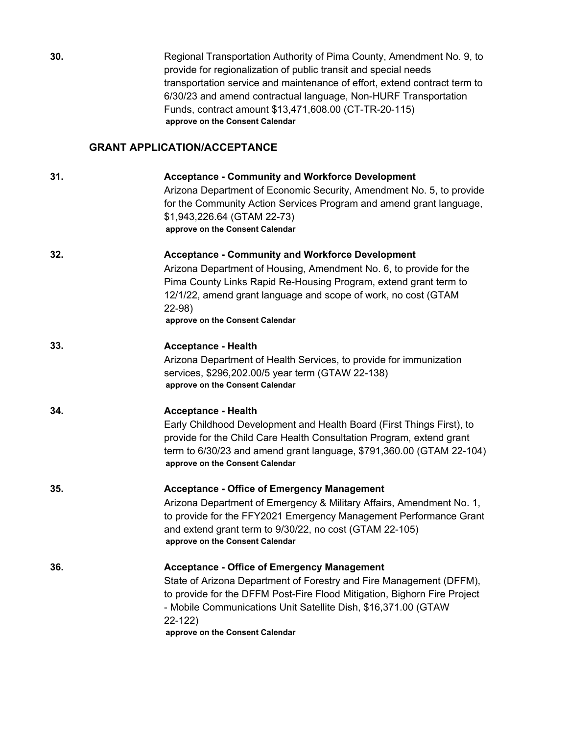**30.** Regional Transportation Authority of Pima County, Amendment No. 9, to provide for regionalization of public transit and special needs transportation service and maintenance of effort, extend contract term to 6/30/23 and amend contractual language, Non-HURF Transportation Funds, contract amount $13,471,608.00 (CT-TR-20-115)
**approve on the Consent Calendar**

## GRANT APPLICATION/ACCEPTANCE

**31.** **Acceptance - Community and Workforce Development**
Arizona Department of Economic Security, Amendment No. 5, to provide for the Community Action Services Program and amend grant language, $1,943,226.64 (GTAM 22-73)
**approve on the Consent Calendar**

**32.** **Acceptance - Community and Workforce Development**
Arizona Department of Housing, Amendment No. 6, to provide for the Pima County Links Rapid Re-Housing Program, extend grant term to 12/1/22, amend grant language and scope of work, no cost (GTAM 22-98)
**approve on the Consent Calendar**

**33.** **Acceptance - Health**
Arizona Department of Health Services, to provide for immunization services, $296,202.00/5 year term (GTAW 22-138)
**approve on the Consent Calendar**

**34.** **Acceptance - Health**
Early Childhood Development and Health Board (First Things First), to provide for the Child Care Health Consultation Program, extend grant term to 6/30/23 and amend grant language, $791,360.00 (GTAM 22-104)
**approve on the Consent Calendar**

**35.** **Acceptance - Office of Emergency Management**
Arizona Department of Emergency & Military Affairs, Amendment No. 1, to provide for the FFY2021 Emergency Management Performance Grant and extend grant term to 9/30/22, no cost (GTAM 22-105)
**approve on the Consent Calendar**

**36.** **Acceptance - Office of Emergency Management**
State of Arizona Department of Forestry and Fire Management (DFFM), to provide for the DFFM Post-Fire Flood Mitigation, Bighorn Fire Project - Mobile Communications Unit Satellite Dish, $16,371.00 (GTAW 22-122)
**approve on the Consent Calendar**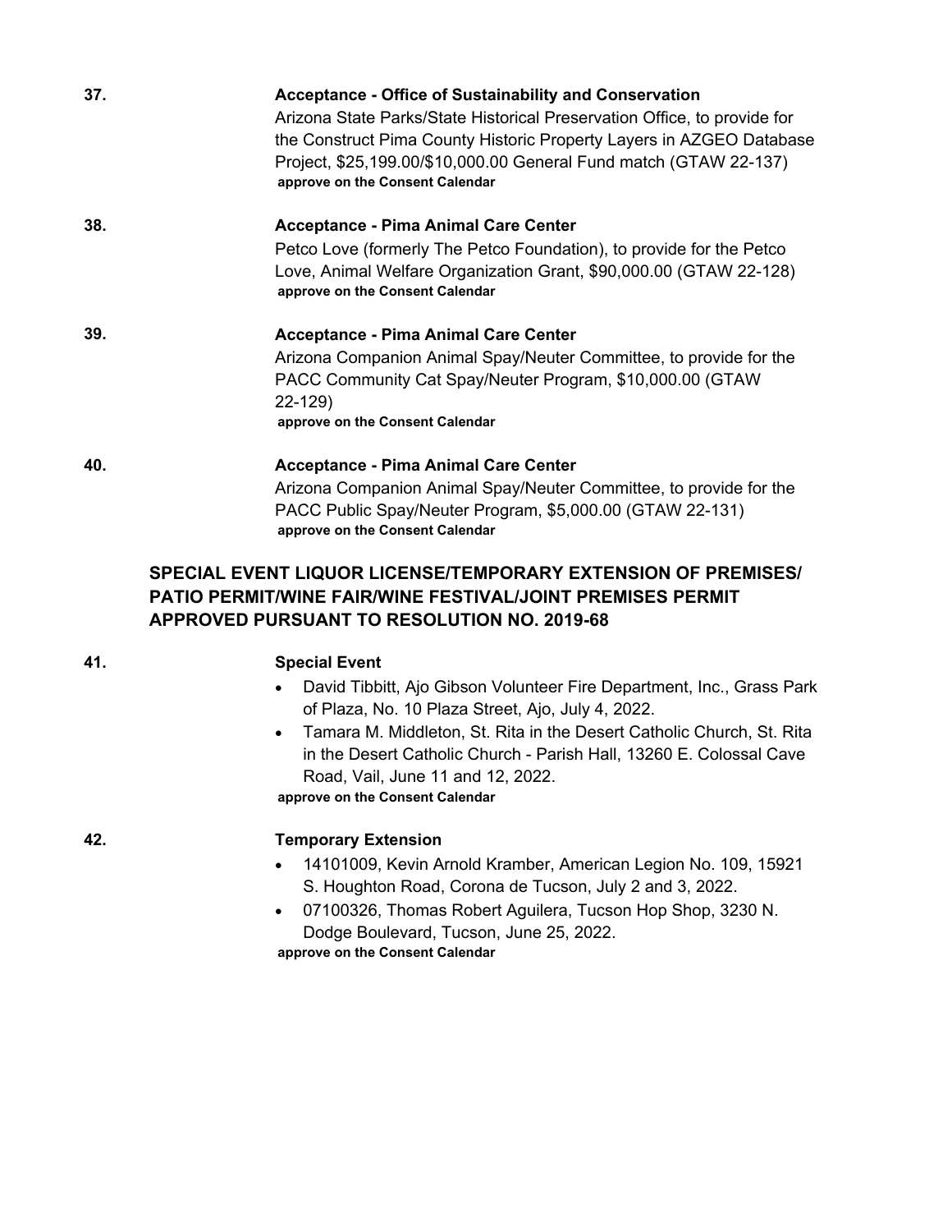**37. Acceptance - Office of Sustainability and Conservation**

Arizona State Parks/State Historical Preservation Office, to provide for the Construct Pima County Historic Property Layers in AZGEO Database Project, $25,199.00/$10,000.00 General Fund match (GTAW 22-137)

**approve on the Consent Calendar**

**38. Acceptance - Pima Animal Care Center**

Petco Love (formerly The Petco Foundation), to provide for the Petco Love, Animal Welfare Organization Grant, $90,000.00 (GTAW 22-128)

**approve on the Consent Calendar**

**39. Acceptance - Pima Animal Care Center**

Arizona Companion Animal Spay/Neuter Committee, to provide for the PACC Community Cat Spay/Neuter Program, $10,000.00 (GTAW 22-129)

**approve on the Consent Calendar**

**40. Acceptance - Pima Animal Care Center**

Arizona Companion Animal Spay/Neuter Committee, to provide for the PACC Public Spay/Neuter Program, $5,000.00 (GTAW 22-131)

**approve on the Consent Calendar**

## SPECIAL EVENT LIQUOR LICENSE/TEMPORARY EXTENSION OF PREMISES/ PATIO PERMIT/WINE FAIR/WINE FESTIVAL/JOINT PREMISES PERMIT APPROVED PURSUANT TO RESOLUTION NO. 2019-68

**41. Special Event**

- David Tibbitt, Ajo Gibson Volunteer Fire Department, Inc., Grass Park of Plaza, No. 10 Plaza Street, Ajo, July 4, 2022.
- Tamara M. Middleton, St. Rita in the Desert Catholic Church, St. Rita in the Desert Catholic Church - Parish Hall, 13260 E. Colossal Cave Road, Vail, June 11 and 12, 2022.

**approve on the Consent Calendar**

**42. Temporary Extension**

- 14101009, Kevin Arnold Kramber, American Legion No. 109, 15921 S. Houghton Road, Corona de Tucson, July 2 and 3, 2022.
- 07100326, Thomas Robert Aguilera, Tucson Hop Shop, 3230 N. Dodge Boulevard, Tucson, June 25, 2022.

**approve on the Consent Calendar**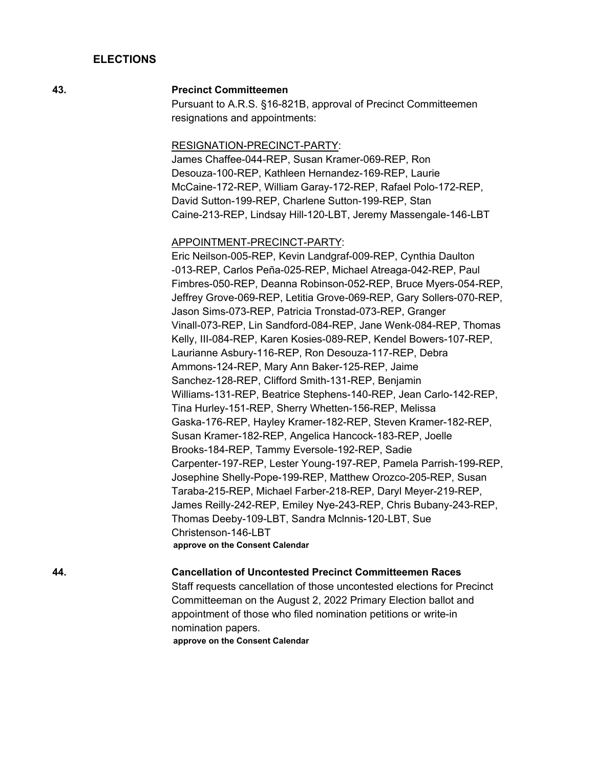## ELECTIONS

**43.** **Precinct Committeemen**

Pursuant to A.R.S. §16-821B, approval of Precinct Committeemen resignations and appointments:

RESIGNATION-PRECINCT-PARTY:

James Chaffee-044-REP, Susan Kramer-069-REP, Ron Desouza-100-REP, Kathleen Hernandez-169-REP, Laurie McCaine-172-REP, William Garay-172-REP, Rafael Polo-172-REP, David Sutton-199-REP, Charlene Sutton-199-REP, Stan Caine-213-REP, Lindsay Hill-120-LBT, Jeremy Massengale-146-LBT

APPOINTMENT-PRECINCT-PARTY:

Eric Neilson-005-REP, Kevin Landgraf-009-REP, Cynthia Daulton -013-REP, Carlos Peña-025-REP, Michael Atreaga-042-REP, Paul Fimbres-050-REP, Deanna Robinson-052-REP, Bruce Myers-054-REP, Jeffrey Grove-069-REP, Letitia Grove-069-REP, Gary Sollers-070-REP, Jason Sims-073-REP, Patricia Tronstad-073-REP, Granger Vinall-073-REP, Lin Sandford-084-REP, Jane Wenk-084-REP, Thomas Kelly, III-084-REP, Karen Kosies-089-REP, Kendel Bowers-107-REP, Laurianne Asbury-116-REP, Ron Desouza-117-REP, Debra Ammons-124-REP, Mary Ann Baker-125-REP, Jaime Sanchez-128-REP, Clifford Smith-131-REP, Benjamin Williams-131-REP, Beatrice Stephens-140-REP, Jean Carlo-142-REP, Tina Hurley-151-REP, Sherry Whetten-156-REP, Melissa Gaska-176-REP, Hayley Kramer-182-REP, Steven Kramer-182-REP, Susan Kramer-182-REP, Angelica Hancock-183-REP, Joelle Brooks-184-REP, Tammy Eversole-192-REP, Sadie Carpenter-197-REP, Lester Young-197-REP, Pamela Parrish-199-REP, Josephine Shelly-Pope-199-REP, Matthew Orozco-205-REP, Susan Taraba-215-REP, Michael Farber-218-REP, Daryl Meyer-219-REP, James Reilly-242-REP, Emiley Nye-243-REP, Chris Bubany-243-REP, Thomas Deeby-109-LBT, Sandra Mclnnis-120-LBT, Sue Christenson-146-LBT

**approve on the Consent Calendar**

**44.** **Cancellation of Uncontested Precinct Committeemen Races**

Staff requests cancellation of those uncontested elections for Precinct Committeeman on the August 2, 2022 Primary Election ballot and appointment of those who filed nomination petitions or write-in nomination papers.

**approve on the Consent Calendar**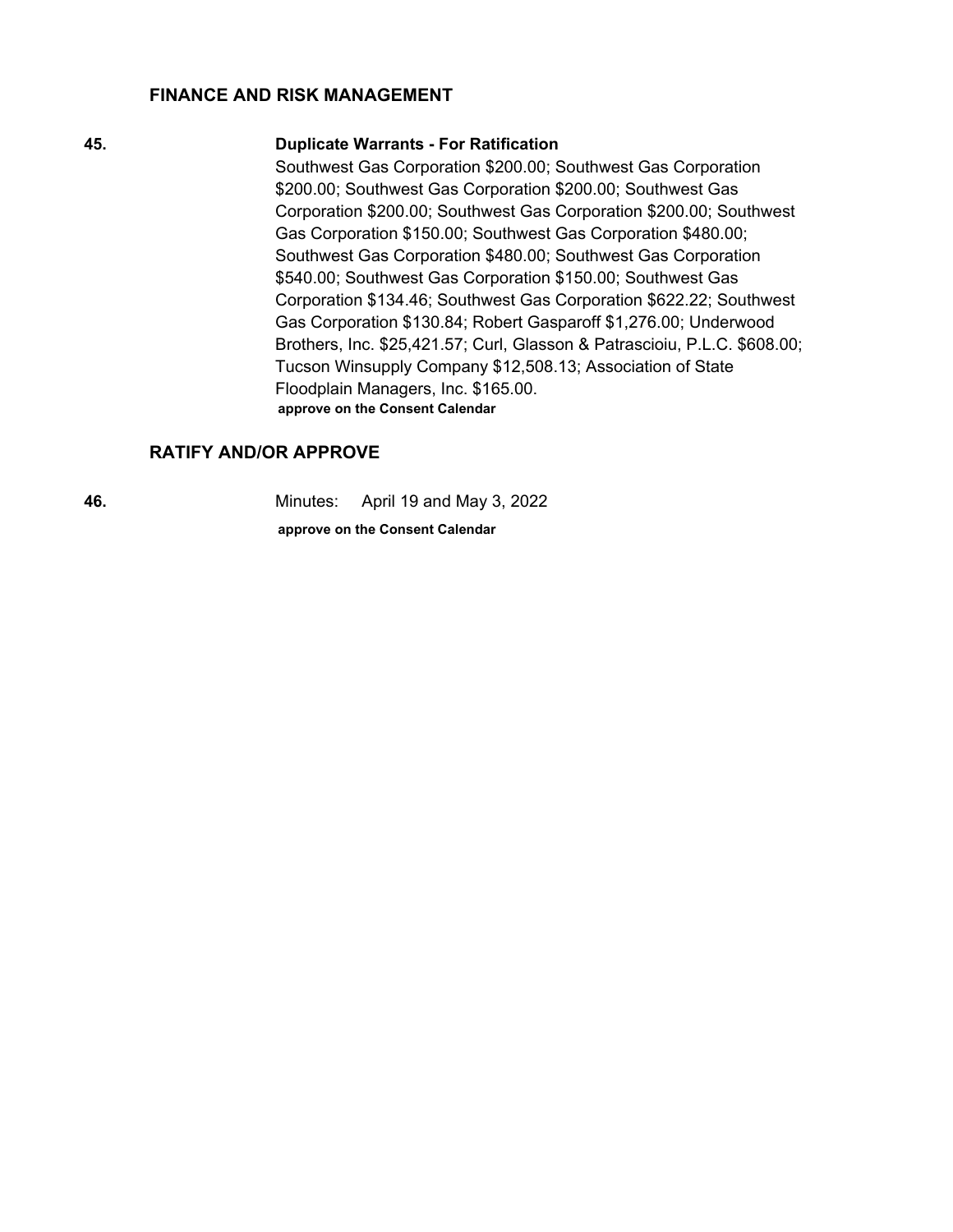## FINANCE AND RISK MANAGEMENT

**45.** **Duplicate Warrants - For Ratification**

Southwest Gas Corporation $200.00; Southwest Gas Corporation $200.00; Southwest Gas Corporation $200.00; Southwest Gas Corporation $200.00; Southwest Gas Corporation $200.00; Southwest Gas Corporation $150.00; Southwest Gas Corporation $480.00; Southwest Gas Corporation $480.00; Southwest Gas Corporation $540.00; Southwest Gas Corporation $150.00; Southwest Gas Corporation $134.46; Southwest Gas Corporation $622.22; Southwest Gas Corporation $130.84; Robert Gasparoff $1,276.00; Underwood Brothers, Inc. $25,421.57; Curl, Glasson & Patrascioiu, P.L.C. $608.00; Tucson Winsupply Company $12,508.13; Association of State Floodplain Managers, Inc. $165.00.

**approve on the Consent Calendar**

## RATIFY AND/OR APPROVE

**46.** Minutes: April 19 and May 3, 2022

**approve on the Consent Calendar**